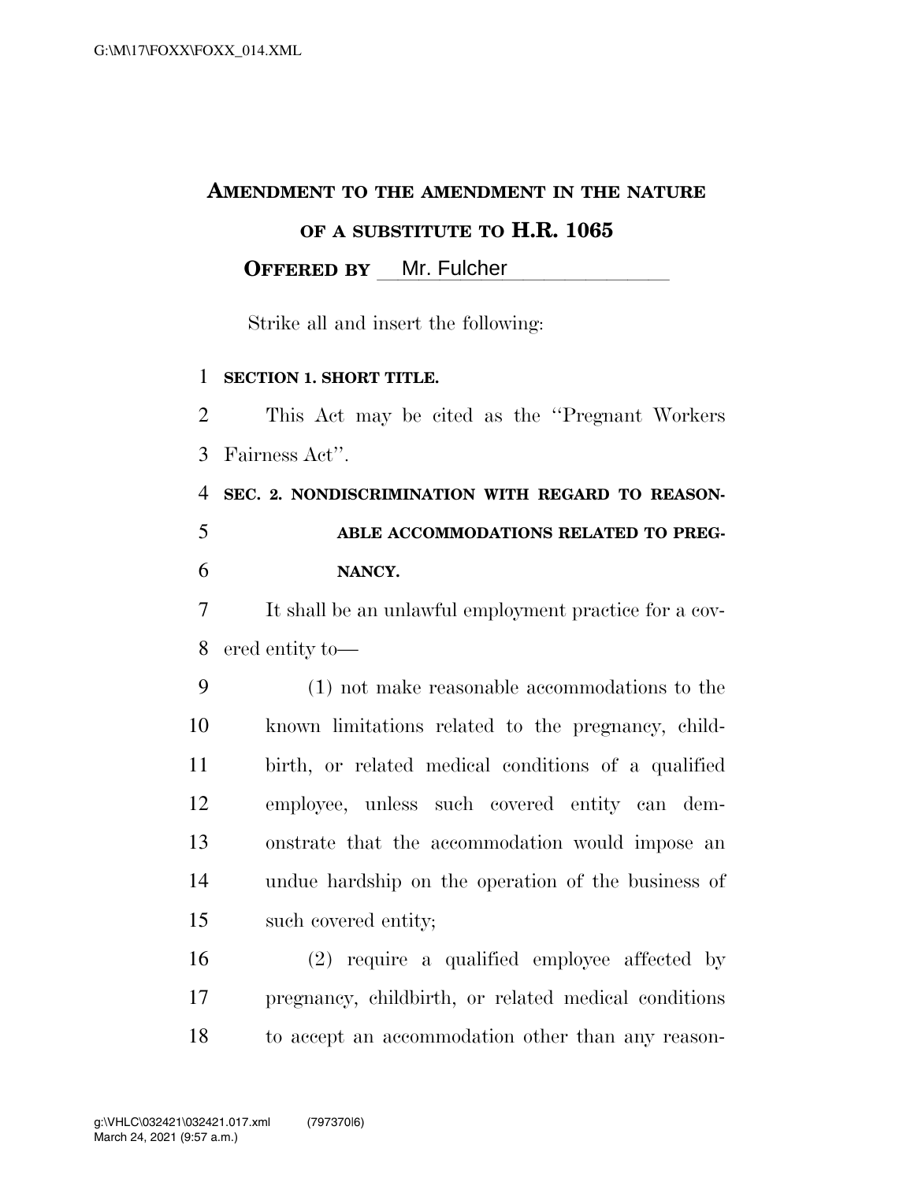# AMENDMENT TO THE AMENDMENT IN THE NATURE OF A SUBSTITUTE TO H.R. 1065

**OFFERED BY** Mr. Fulcher

Strike all and insert the following:

**SECTION 1. SHORT TITLE.**

This Act may be cited as the "Pregnant Workers Fairness Act".

**SEC. 2. NONDISCRIMINATION WITH REGARD TO REASONABLE ACCOMMODATIONS RELATED TO PREGNANCY.**

It shall be an unlawful employment practice for a covered entity to—

(1) not make reasonable accommodations to the known limitations related to the pregnancy, childbirth, or related medical conditions of a qualified employee, unless such covered entity can demonstrate that the accommodation would impose an undue hardship on the operation of the business of such covered entity;

(2) require a qualified employee affected by pregnancy, childbirth, or related medical conditions to accept an accommodation other than any reason-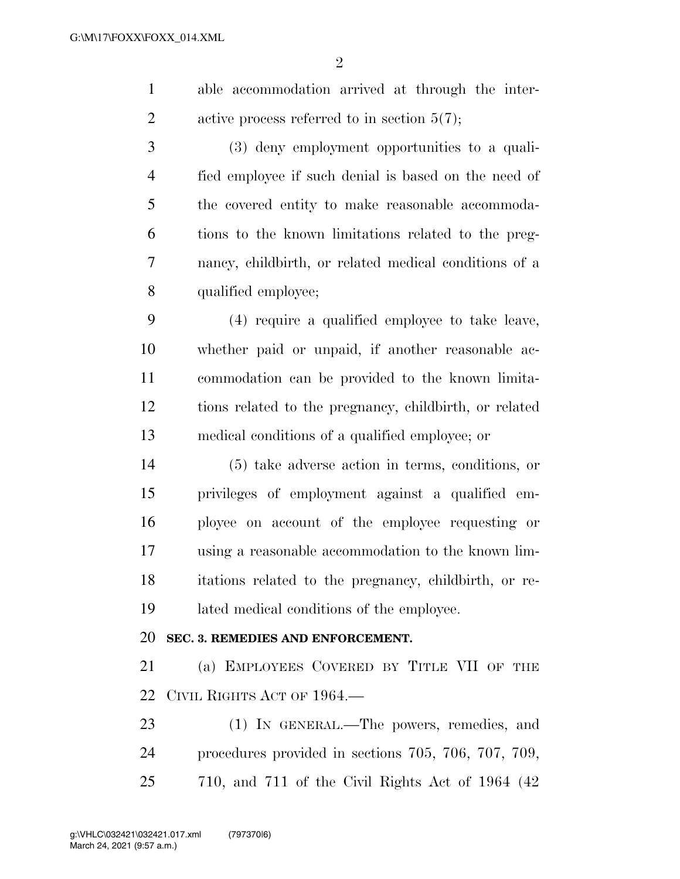able accommodation arrived at through the interactive process referred to in section 5(7);

(3) deny employment opportunities to a qualified employee if such denial is based on the need of the covered entity to make reasonable accommodations to the known limitations related to the pregnancy, childbirth, or related medical conditions of a qualified employee;

(4) require a qualified employee to take leave, whether paid or unpaid, if another reasonable accommodation can be provided to the known limitations related to the pregnancy, childbirth, or related medical conditions of a qualified employee; or

(5) take adverse action in terms, conditions, or privileges of employment against a qualified employee on account of the employee requesting or using a reasonable accommodation to the known limitations related to the pregnancy, childbirth, or related medical conditions of the employee.

**SEC. 3. REMEDIES AND ENFORCEMENT.**

(a) EMPLOYEES COVERED BY TITLE VII OF THE CIVIL RIGHTS ACT OF 1964.—

(1) IN GENERAL.—The powers, remedies, and procedures provided in sections 705, 706, 707, 709, 710, and 711 of the Civil Rights Act of 1964 (42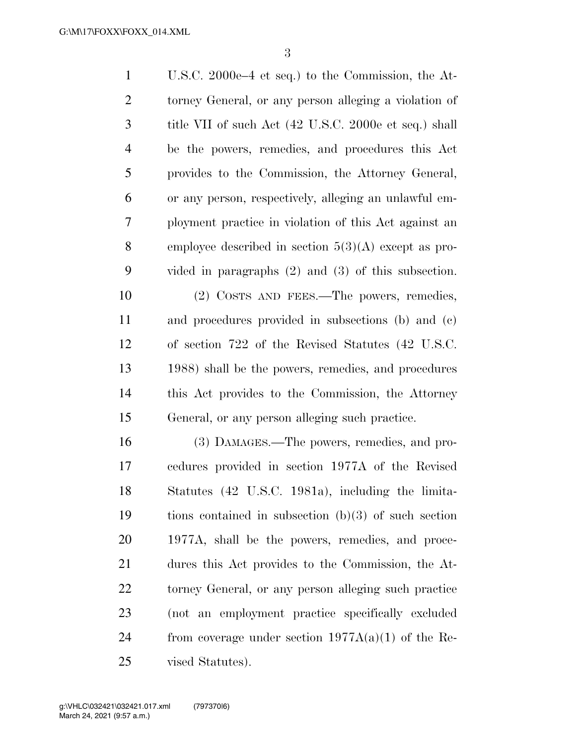U.S.C. 2000e–4 et seq.) to the Commission, the Attorney General, or any person alleging a violation of title VII of such Act (42 U.S.C. 2000e et seq.) shall be the powers, remedies, and procedures this Act provides to the Commission, the Attorney General, or any person, respectively, alleging an unlawful employment practice in violation of this Act against an employee described in section 5(3)(A) except as provided in paragraphs (2) and (3) of this subsection.

(2) COSTS AND FEES.—The powers, remedies, and procedures provided in subsections (b) and (c) of section 722 of the Revised Statutes (42 U.S.C. 1988) shall be the powers, remedies, and procedures this Act provides to the Commission, the Attorney General, or any person alleging such practice.

(3) DAMAGES.—The powers, remedies, and procedures provided in section 1977A of the Revised Statutes (42 U.S.C. 1981a), including the limitations contained in subsection (b)(3) of such section 1977A, shall be the powers, remedies, and procedures this Act provides to the Commission, the Attorney General, or any person alleging such practice (not an employment practice specifically excluded from coverage under section 1977A(a)(1) of the Revised Statutes).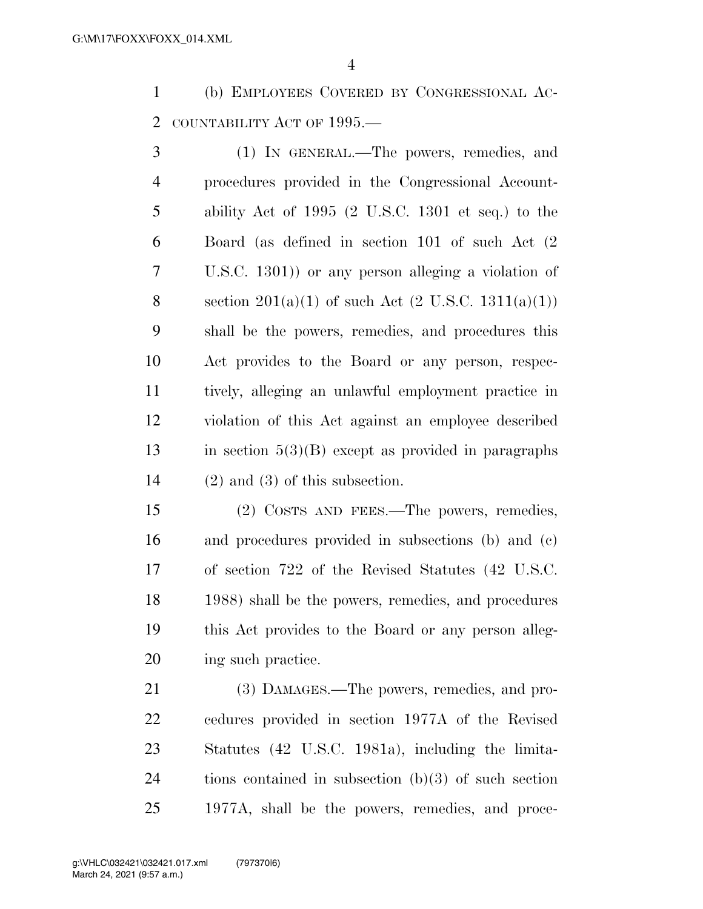(b) EMPLOYEES COVERED BY CONGRESSIONAL ACCOUNTABILITY ACT OF 1995.—

(1) IN GENERAL.—The powers, remedies, and procedures provided in the Congressional Accountability Act of 1995 (2 U.S.C. 1301 et seq.) to the Board (as defined in section 101 of such Act (2 U.S.C. 1301)) or any person alleging a violation of section 201(a)(1) of such Act (2 U.S.C. 1311(a)(1)) shall be the powers, remedies, and procedures this Act provides to the Board or any person, respectively, alleging an unlawful employment practice in violation of this Act against an employee described in section 5(3)(B) except as provided in paragraphs (2) and (3) of this subsection.

(2) COSTS AND FEES.—The powers, remedies, and procedures provided in subsections (b) and (c) of section 722 of the Revised Statutes (42 U.S.C. 1988) shall be the powers, remedies, and procedures this Act provides to the Board or any person alleging such practice.

(3) DAMAGES.—The powers, remedies, and procedures provided in section 1977A of the Revised Statutes (42 U.S.C. 1981a), including the limitations contained in subsection (b)(3) of such section 1977A, shall be the powers, remedies, and proce-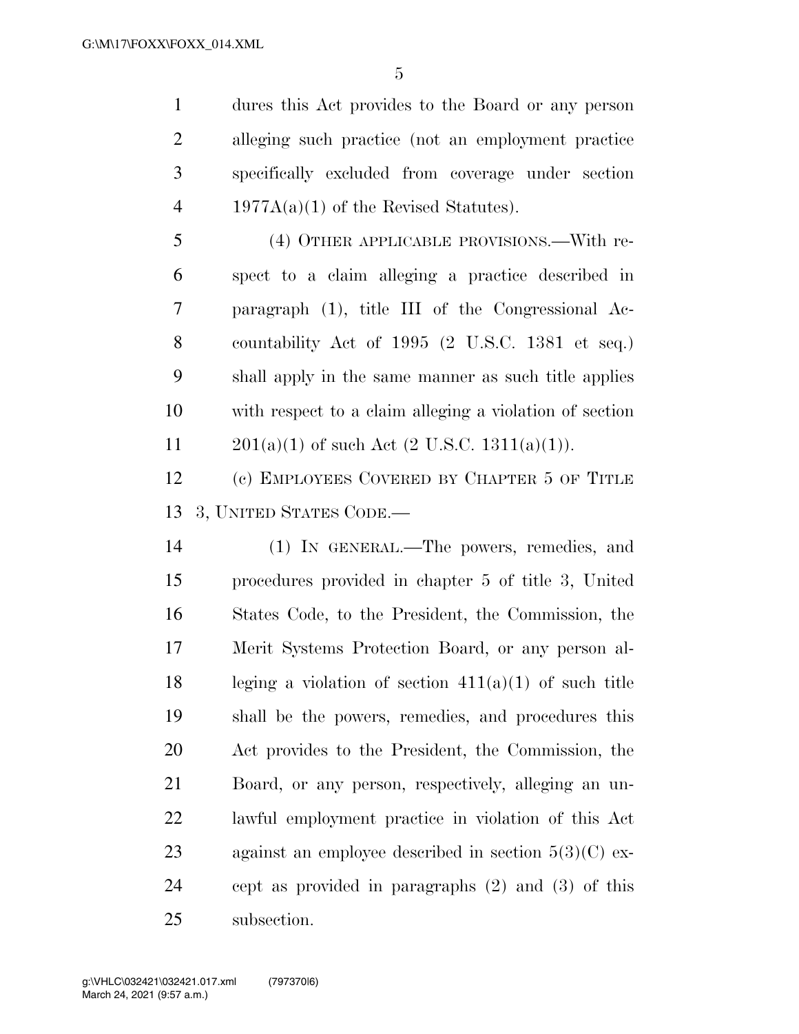dures this Act provides to the Board or any person alleging such practice (not an employment practice specifically excluded from coverage under section 1977A(a)(1) of the Revised Statutes).

(4) OTHER APPLICABLE PROVISIONS.—With respect to a claim alleging a practice described in paragraph (1), title III of the Congressional Accountability Act of 1995 (2 U.S.C. 1381 et seq.) shall apply in the same manner as such title applies with respect to a claim alleging a violation of section 201(a)(1) of such Act (2 U.S.C. 1311(a)(1)).

(c) EMPLOYEES COVERED BY CHAPTER 5 OF TITLE 3, UNITED STATES CODE.—

(1) IN GENERAL.—The powers, remedies, and procedures provided in chapter 5 of title 3, United States Code, to the President, the Commission, the Merit Systems Protection Board, or any person alleging a violation of section 411(a)(1) of such title shall be the powers, remedies, and procedures this Act provides to the President, the Commission, the Board, or any person, respectively, alleging an unlawful employment practice in violation of this Act against an employee described in section 5(3)(C) except as provided in paragraphs (2) and (3) of this subsection.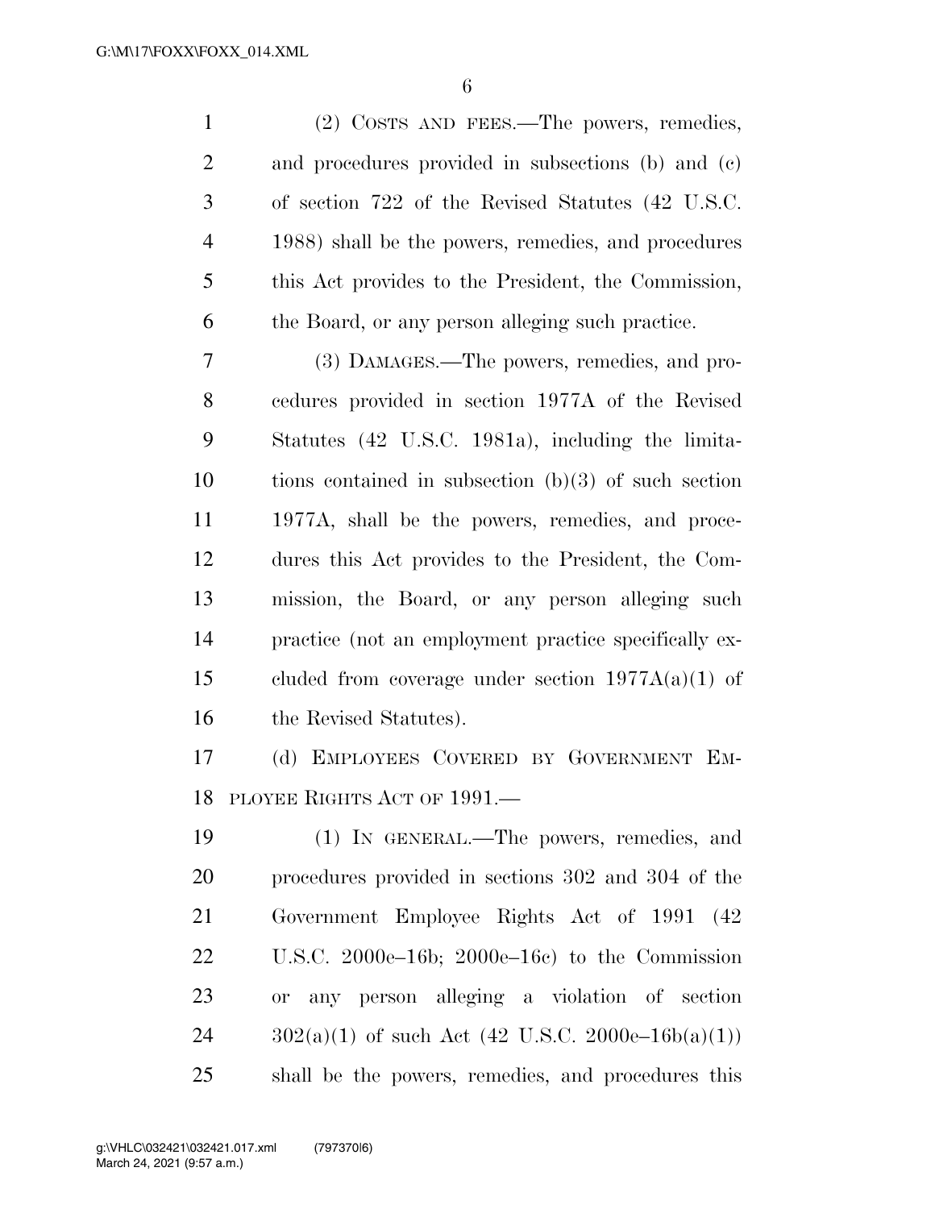(2) COSTS AND FEES.—The powers, remedies, and procedures provided in subsections (b) and (c) of section 722 of the Revised Statutes (42 U.S.C. 1988) shall be the powers, remedies, and procedures this Act provides to the President, the Commission, the Board, or any person alleging such practice.

(3) DAMAGES.—The powers, remedies, and procedures provided in section 1977A of the Revised Statutes (42 U.S.C. 1981a), including the limitations contained in subsection (b)(3) of such section 1977A, shall be the powers, remedies, and procedures this Act provides to the President, the Commission, the Board, or any person alleging such practice (not an employment practice specifically excluded from coverage under section 1977A(a)(1) of the Revised Statutes).

(d) EMPLOYEES COVERED BY GOVERNMENT EMPLOYEE RIGHTS ACT OF 1991.—

(1) IN GENERAL.—The powers, remedies, and procedures provided in sections 302 and 304 of the Government Employee Rights Act of 1991 (42 U.S.C. 2000e–16b; 2000e–16c) to the Commission or any person alleging a violation of section 302(a)(1) of such Act (42 U.S.C. 2000e–16b(a)(1)) shall be the powers, remedies, and procedures this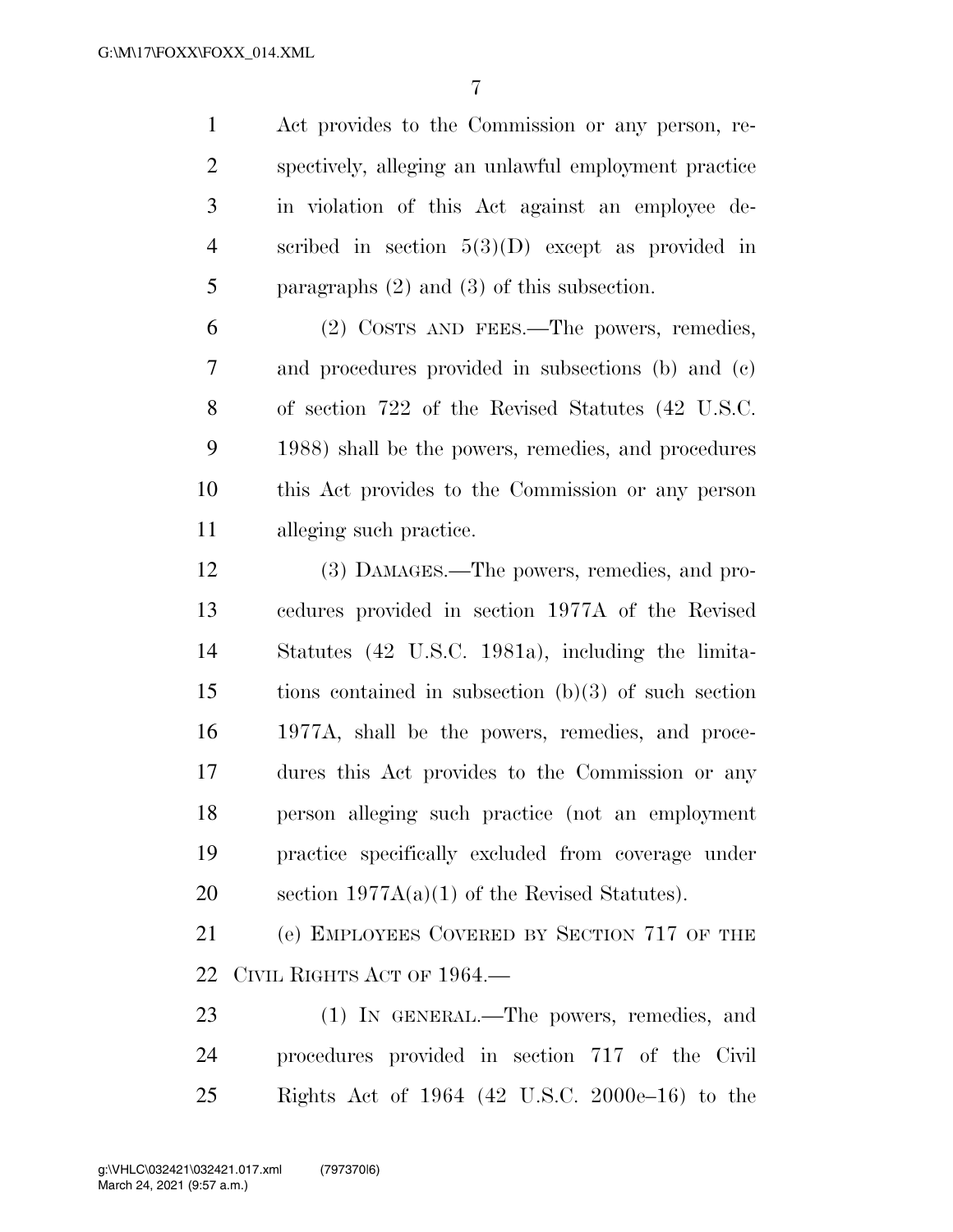Act provides to the Commission or any person, respectively, alleging an unlawful employment practice in violation of this Act against an employee described in section 5(3)(D) except as provided in paragraphs (2) and (3) of this subsection.

(2) COSTS AND FEES.—The powers, remedies, and procedures provided in subsections (b) and (c) of section 722 of the Revised Statutes (42 U.S.C. 1988) shall be the powers, remedies, and procedures this Act provides to the Commission or any person alleging such practice.

(3) DAMAGES.—The powers, remedies, and procedures provided in section 1977A of the Revised Statutes (42 U.S.C. 1981a), including the limitations contained in subsection (b)(3) of such section 1977A, shall be the powers, remedies, and procedures this Act provides to the Commission or any person alleging such practice (not an employment practice specifically excluded from coverage under section 1977A(a)(1) of the Revised Statutes).

(e) EMPLOYEES COVERED BY SECTION 717 OF THE CIVIL RIGHTS ACT OF 1964.—

(1) IN GENERAL.—The powers, remedies, and procedures provided in section 717 of the Civil Rights Act of 1964 (42 U.S.C. 2000e–16) to the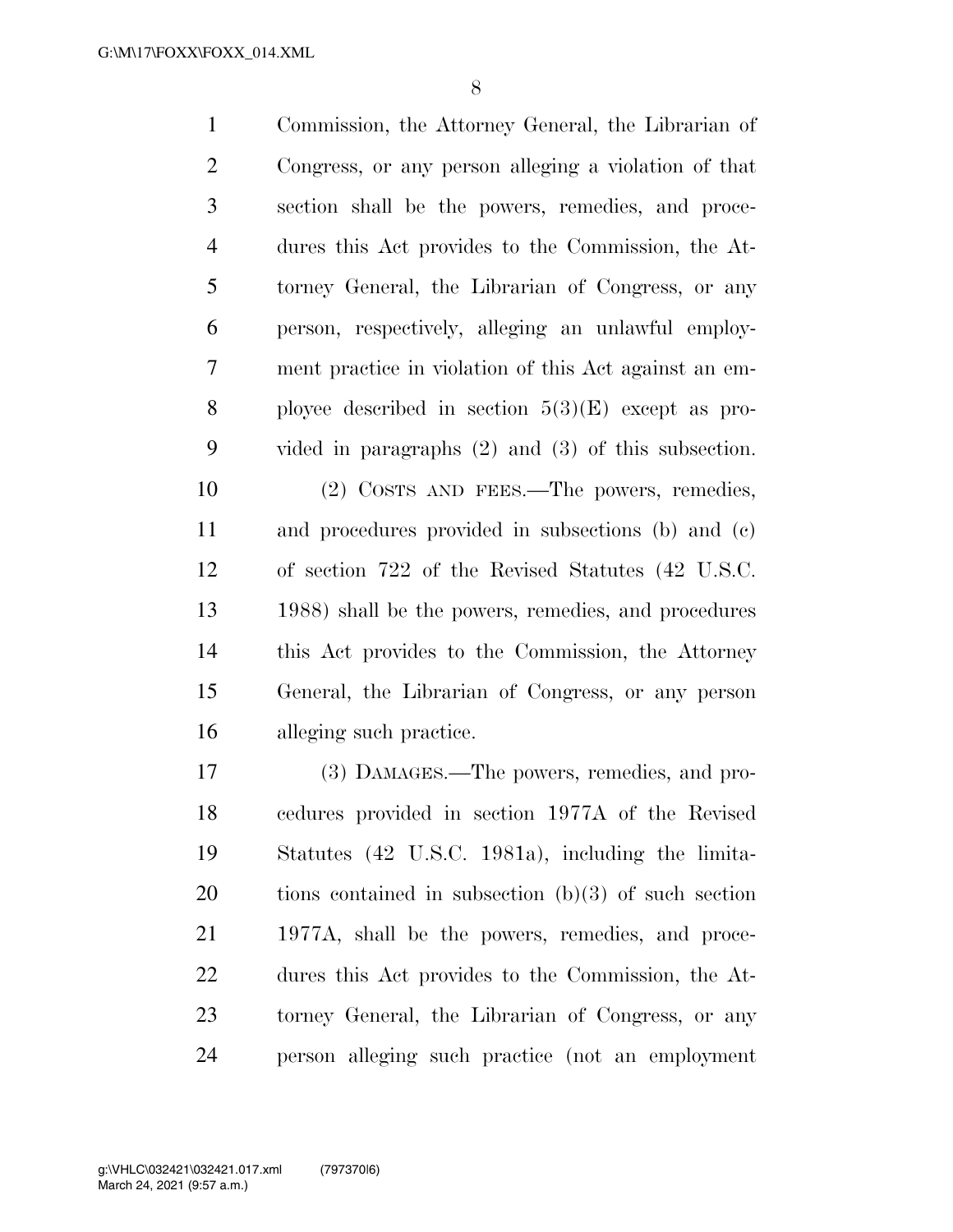Commission, the Attorney General, the Librarian of Congress, or any person alleging a violation of that section shall be the powers, remedies, and procedures this Act provides to the Commission, the Attorney General, the Librarian of Congress, or any person, respectively, alleging an unlawful employment practice in violation of this Act against an employee described in section 5(3)(E) except as provided in paragraphs (2) and (3) of this subsection.

(2) COSTS AND FEES.—The powers, remedies, and procedures provided in subsections (b) and (c) of section 722 of the Revised Statutes (42 U.S.C. 1988) shall be the powers, remedies, and procedures this Act provides to the Commission, the Attorney General, the Librarian of Congress, or any person alleging such practice.

(3) DAMAGES.—The powers, remedies, and procedures provided in section 1977A of the Revised Statutes (42 U.S.C. 1981a), including the limitations contained in subsection (b)(3) of such section 1977A, shall be the powers, remedies, and procedures this Act provides to the Commission, the Attorney General, the Librarian of Congress, or any person alleging such practice (not an employment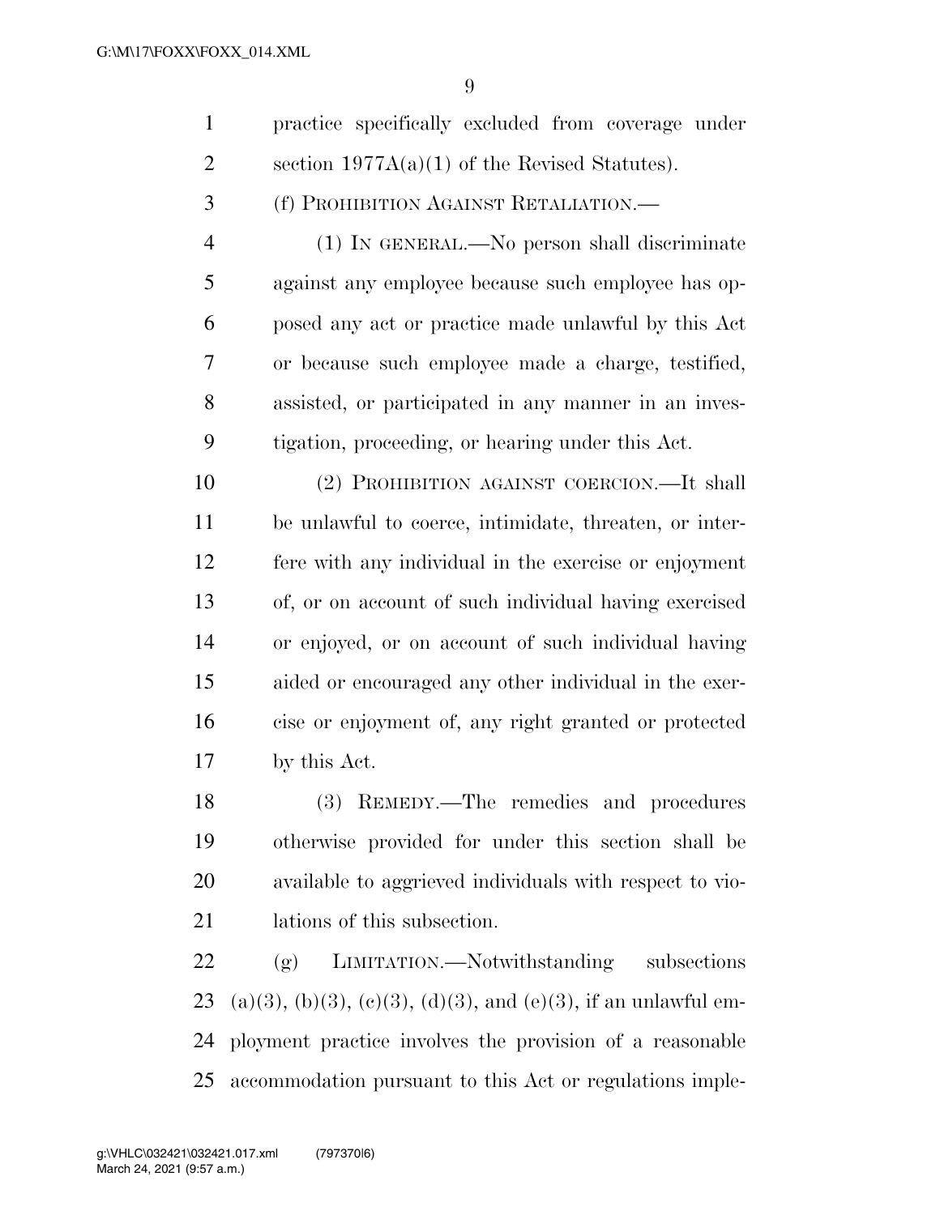practice specifically excluded from coverage under section 1977A(a)(1) of the Revised Statutes).

(f) PROHIBITION AGAINST RETALIATION.—

(1) IN GENERAL.—No person shall discriminate against any employee because such employee has opposed any act or practice made unlawful by this Act or because such employee made a charge, testified, assisted, or participated in any manner in an investigation, proceeding, or hearing under this Act.

(2) PROHIBITION AGAINST COERCION.—It shall be unlawful to coerce, intimidate, threaten, or interfere with any individual in the exercise or enjoyment of, or on account of such individual having exercised or enjoyed, or on account of such individual having aided or encouraged any other individual in the exercise or enjoyment of, any right granted or protected by this Act.

(3) REMEDY.—The remedies and procedures otherwise provided for under this section shall be available to aggrieved individuals with respect to violations of this subsection.

(g) LIMITATION.—Notwithstanding subsections (a)(3), (b)(3), (c)(3), (d)(3), and (e)(3), if an unlawful employment practice involves the provision of a reasonable accommodation pursuant to this Act or regulations imple-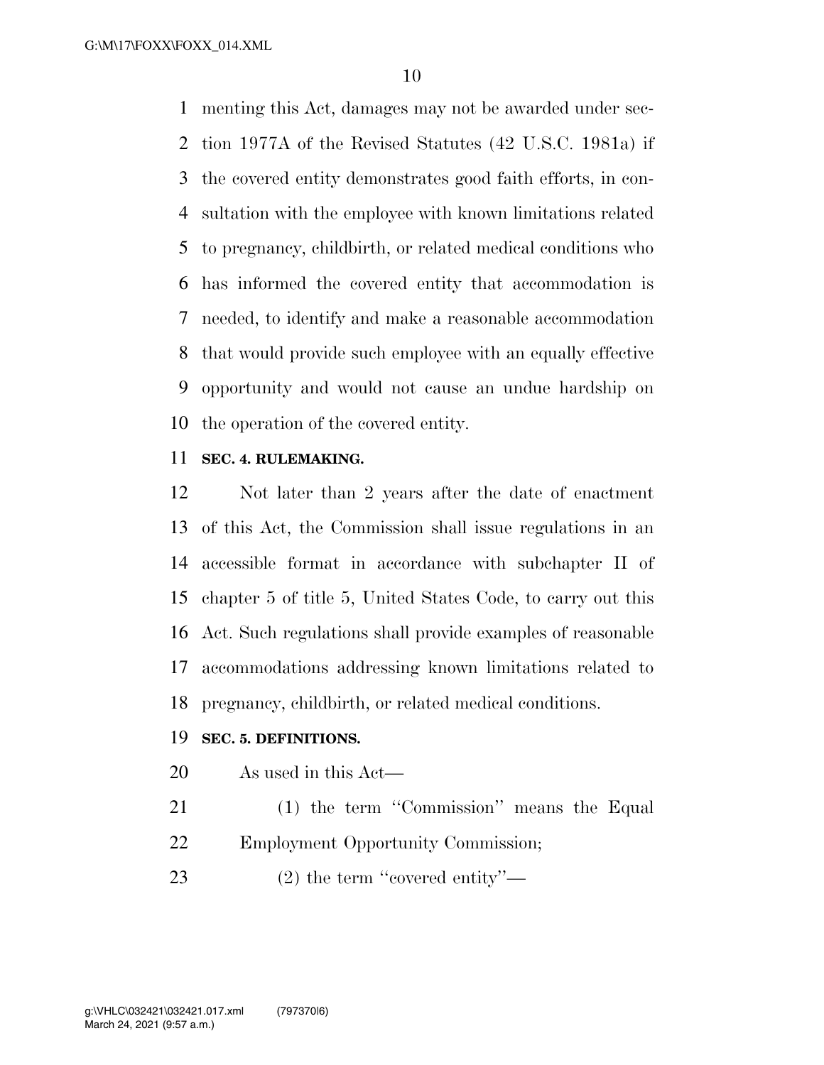menting this Act, damages may not be awarded under section 1977A of the Revised Statutes (42 U.S.C. 1981a) if the covered entity demonstrates good faith efforts, in consultation with the employee with known limitations related to pregnancy, childbirth, or related medical conditions who has informed the covered entity that accommodation is needed, to identify and make a reasonable accommodation that would provide such employee with an equally effective opportunity and would not cause an undue hardship on the operation of the covered entity.

**SEC. 4. RULEMAKING.**

Not later than 2 years after the date of enactment of this Act, the Commission shall issue regulations in an accessible format in accordance with subchapter II of chapter 5 of title 5, United States Code, to carry out this Act. Such regulations shall provide examples of reasonable accommodations addressing known limitations related to pregnancy, childbirth, or related medical conditions.

**SEC. 5. DEFINITIONS.**

As used in this Act—

(1) the term ''Commission'' means the Equal Employment Opportunity Commission;

(2) the term ''covered entity''—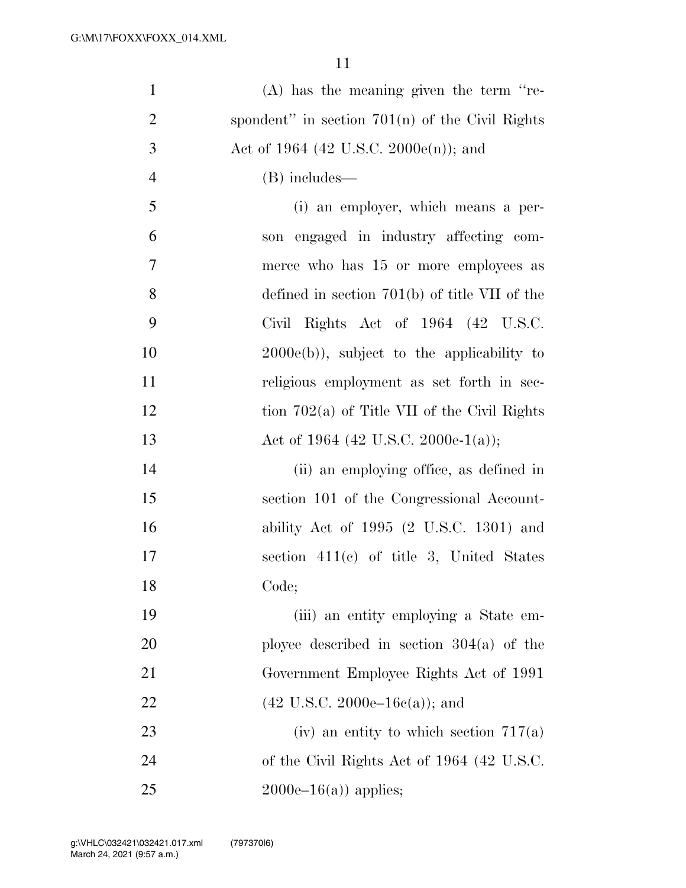(A) has the meaning given the term "respondent" in section 701(n) of the Civil Rights Act of 1964 (42 U.S.C. 2000e(n)); and

(B) includes—

(i) an employer, which means a person engaged in industry affecting commerce who has 15 or more employees as defined in section 701(b) of title VII of the Civil Rights Act of 1964 (42 U.S.C. 2000e(b)), subject to the applicability to religious employment as set forth in section 702(a) of Title VII of the Civil Rights Act of 1964 (42 U.S.C. 2000e-1(a));

(ii) an employing office, as defined in section 101 of the Congressional Accountability Act of 1995 (2 U.S.C. 1301) and section 411(c) of title 3, United States Code;

(iii) an entity employing a State employee described in section 304(a) of the Government Employee Rights Act of 1991 (42 U.S.C. 2000e–16c(a)); and

(iv) an entity to which section 717(a) of the Civil Rights Act of 1964 (42 U.S.C. 2000e–16(a)) applies;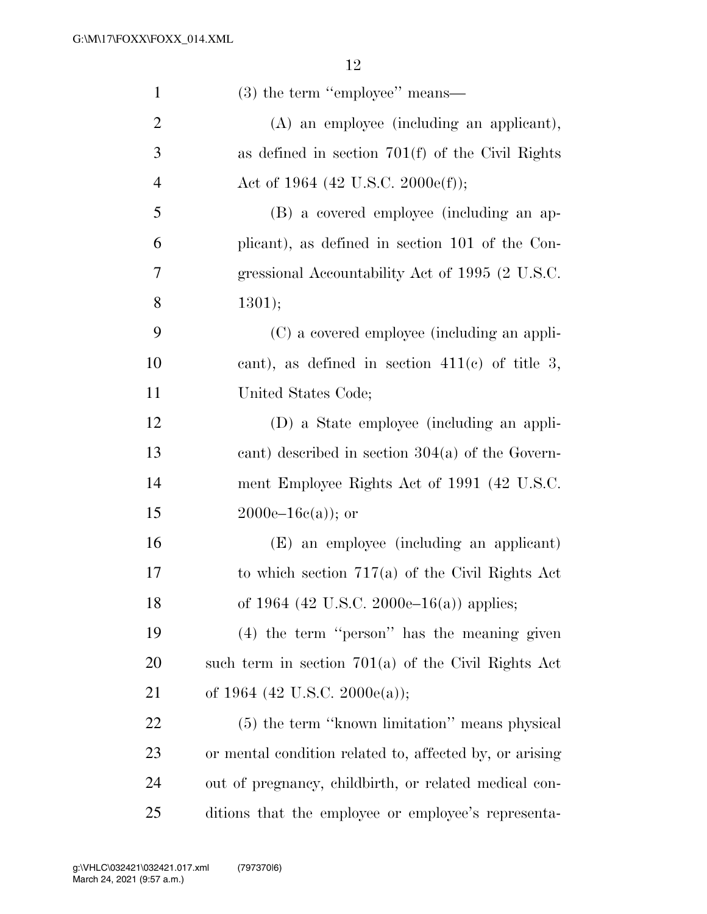(3) the term "employee" means—

(A) an employee (including an applicant), as defined in section 701(f) of the Civil Rights Act of 1964 (42 U.S.C. 2000e(f));

(B) a covered employee (including an applicant), as defined in section 101 of the Congressional Accountability Act of 1995 (2 U.S.C. 1301);

(C) a covered employee (including an applicant), as defined in section 411(c) of title 3, United States Code;

(D) a State employee (including an applicant) described in section 304(a) of the Government Employee Rights Act of 1991 (42 U.S.C. 2000e–16c(a)); or

(E) an employee (including an applicant) to which section 717(a) of the Civil Rights Act of 1964 (42 U.S.C. 2000e–16(a)) applies;

(4) the term "person" has the meaning given such term in section 701(a) of the Civil Rights Act of 1964 (42 U.S.C. 2000e(a));

(5) the term "known limitation" means physical or mental condition related to, affected by, or arising out of pregnancy, childbirth, or related medical conditions that the employee or employee's representa-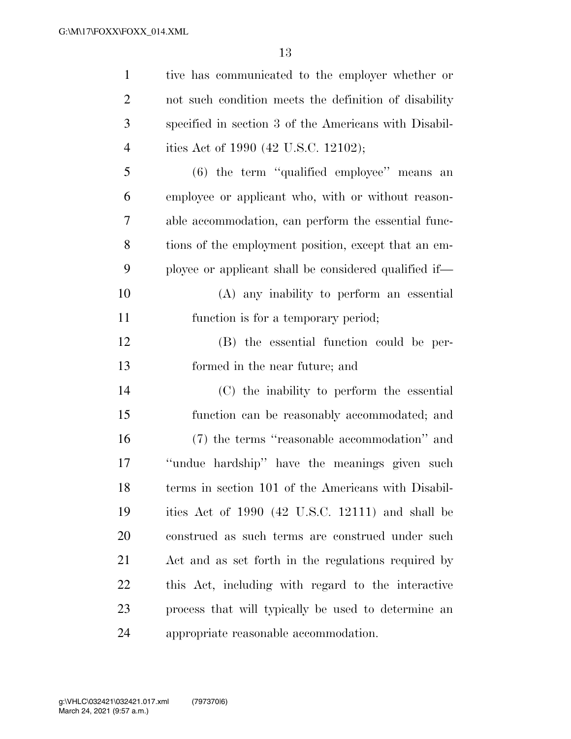tive has communicated to the employer whether or not such condition meets the definition of disability specified in section 3 of the Americans with Disabilities Act of 1990 (42 U.S.C. 12102);

(6) the term "qualified employee" means an employee or applicant who, with or without reasonable accommodation, can perform the essential functions of the employment position, except that an employee or applicant shall be considered qualified if—

(A) any inability to perform an essential function is for a temporary period;

(B) the essential function could be performed in the near future; and

(C) the inability to perform the essential function can be reasonably accommodated; and

(7) the terms "reasonable accommodation" and "undue hardship" have the meanings given such terms in section 101 of the Americans with Disabilities Act of 1990 (42 U.S.C. 12111) and shall be construed as such terms are construed under such Act and as set forth in the regulations required by this Act, including with regard to the interactive process that will typically be used to determine an appropriate reasonable accommodation.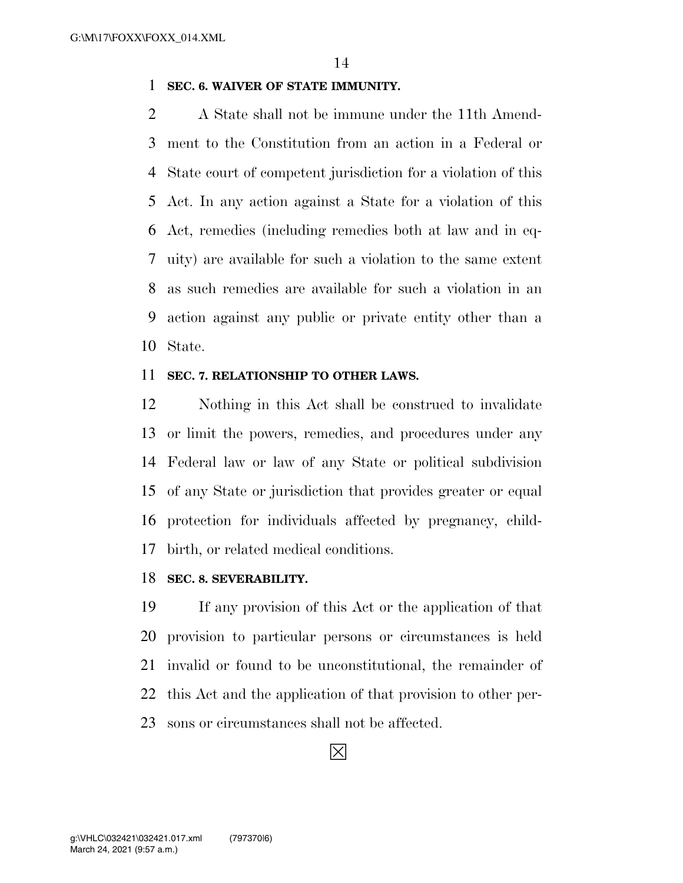**SEC. 6. WAIVER OF STATE IMMUNITY.**

A State shall not be immune under the 11th Amendment to the Constitution from an action in a Federal or State court of competent jurisdiction for a violation of this Act. In any action against a State for a violation of this Act, remedies (including remedies both at law and in equity) are available for such a violation to the same extent as such remedies are available for such a violation in an action against any public or private entity other than a State.

**SEC. 7. RELATIONSHIP TO OTHER LAWS.**

Nothing in this Act shall be construed to invalidate or limit the powers, remedies, and procedures under any Federal law or law of any State or political subdivision of any State or jurisdiction that provides greater or equal protection for individuals affected by pregnancy, childbirth, or related medical conditions.

**SEC. 8. SEVERABILITY.**

If any provision of this Act or the application of that provision to particular persons or circumstances is held invalid or found to be unconstitutional, the remainder of this Act and the application of that provision to other persons or circumstances shall not be affected.